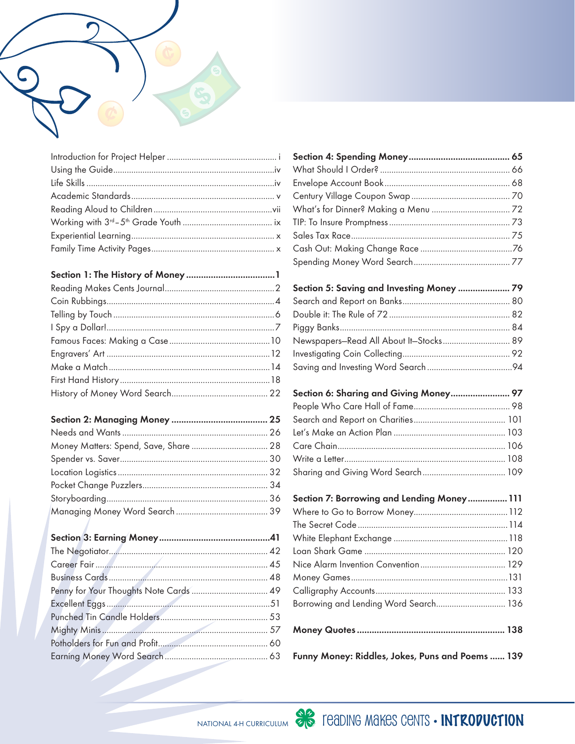Introduction for Project Helper ................................................ i
Using the Guide ........................................................................ iv
Life Skills ................................................................................. iv
Academic Standards ................................................................ v
Reading Aloud to Children ...................................................... vii
Working with 3rd–5th Grade Youth ......................................... ix
Experiential Learning ................................................................ x
Family Time Activity Pages ........................................................ x

**Section 1: The History of Money .................................... 1**
Reading Makes Cents Journal ................................................. 2
Coin Rubbings ........................................................................... 4
Telling by Touch ........................................................................ 6
I Spy a Dollar! ........................................................................... 7
Famous Faces: Making a Case ............................................... 10
Engravers' Art .......................................................................... 12
Make a Match .......................................................................... 14
First Hand History ................................................................... 18
History of Money Word Search .............................................. 22

**Section 2: Managing Money ....................................... 25**
Needs and Wants .................................................................... 26
Money Matters: Spend, Save, Share ..................................... 28
Spender vs. Saver ................................................................... 30
Location Logistics ................................................................... 32
Pocket Change Puzzlers ......................................................... 34
Storyboarding .......................................................................... 36
Managing Money Word Search ............................................. 39

**Section 3: Earning Money ............................................. 41**
The Negotiator ......................................................................... 42
Career Fair ............................................................................... 45
Business Cards ........................................................................ 48
Penny for Your Thoughts Note Cards .................................... 49
Excellent Eggs ......................................................................... 51
Punched Tin Candle Holders .................................................. 53
Mighty Minis ............................................................................ 57
Potholders for Fun and Profit .................................................. 60
Earning Money Word Search ................................................. 63

**Section 4: Spending Money ......................................... 65**
What Should I Order? ............................................................. 66
Envelope Account Book .......................................................... 68
Century Village Coupon Swap ............................................... 70
What's for Dinner? Making a Menu ........................................ 72
TIP: To Insure Promptness ...................................................... 73
Sales Tax Race ........................................................................ 75
Cash Out: Making Change Race ............................................ 76
Spending Money Word Search ............................................... 77

**Section 5: Saving and Investing Money ..................... 79**
Search and Report on Banks .................................................. 80
Double it: The Rule of 72 ......................................................... 82
Piggy Banks ............................................................................. 84
Newspapers–Read All About It–Stocks .................................. 89
Investigating Coin Collecting .................................................. 92
Saving and Investing Word Search ........................................ 94

**Section 6: Sharing and Giving Money ........................ 97**
People Who Care Hall of Fame ............................................... 98
Search and Report on Charities ............................................ 101
Let's Make an Action Plan ...................................................... 103
Care Chain .............................................................................. 106
Write a Letter ........................................................................... 108
Sharing and Giving Word Search .......................................... 109

**Section 7: Borrowing and Lending Money ................ 111**
Where to Go to Borrow Money ............................................... 112
The Secret Code ..................................................................... 114
White Elephant Exchange ...................................................... 118
Loan Shark Game ................................................................... 120
Nice Alarm Invention Convention ........................................... 129
Money Games ......................................................................... 131
Calligraphy Accounts .............................................................. 133
Borrowing and Lending Word Search .................................... 136

**Money Quotes ............................................................. 138**

**Funny Money: Riddles, Jokes, Puns and Poems ...... 139**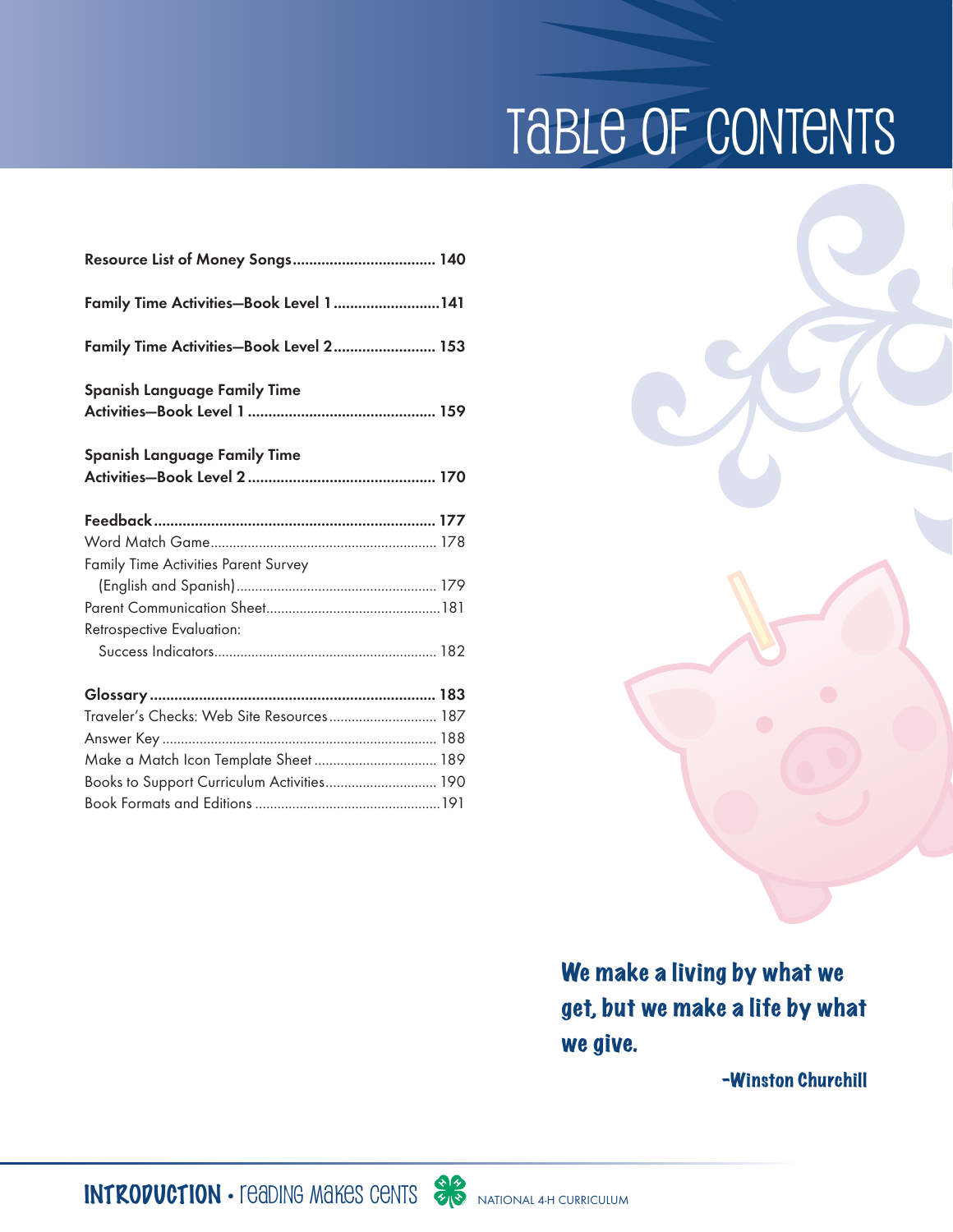# Table of Contents

**Resource List of Money Songs.................................. 140**

**Family Time Activities—Book Level 1..........................141**

**Family Time Activities—Book Level 2......................... 153**

**Spanish Language Family Time Activities—Book Level 1............................................. 159**

**Spanish Language Family Time Activities—Book Level 2............................................. 170**

**Feedback.................................................................... 177**

Word Match Game............................................................ 178

Family Time Activities Parent Survey (English and Spanish)..................................................... 179

Parent Communication Sheet..............................................181

Retrospective Evaluation: Success Indicators........................................................... 182

**Glossary..................................................................... 183**

Traveler's Checks: Web Site Resources............................ 187

Answer Key......................................................................... 188

Make a Match Icon Template Sheet................................ 189

Books to Support Curriculum Activities............................. 190

Book Formats and Editions..................................................191

*We make a living by what we get, but we make a life by what we give.*

*-Winston Churchill*